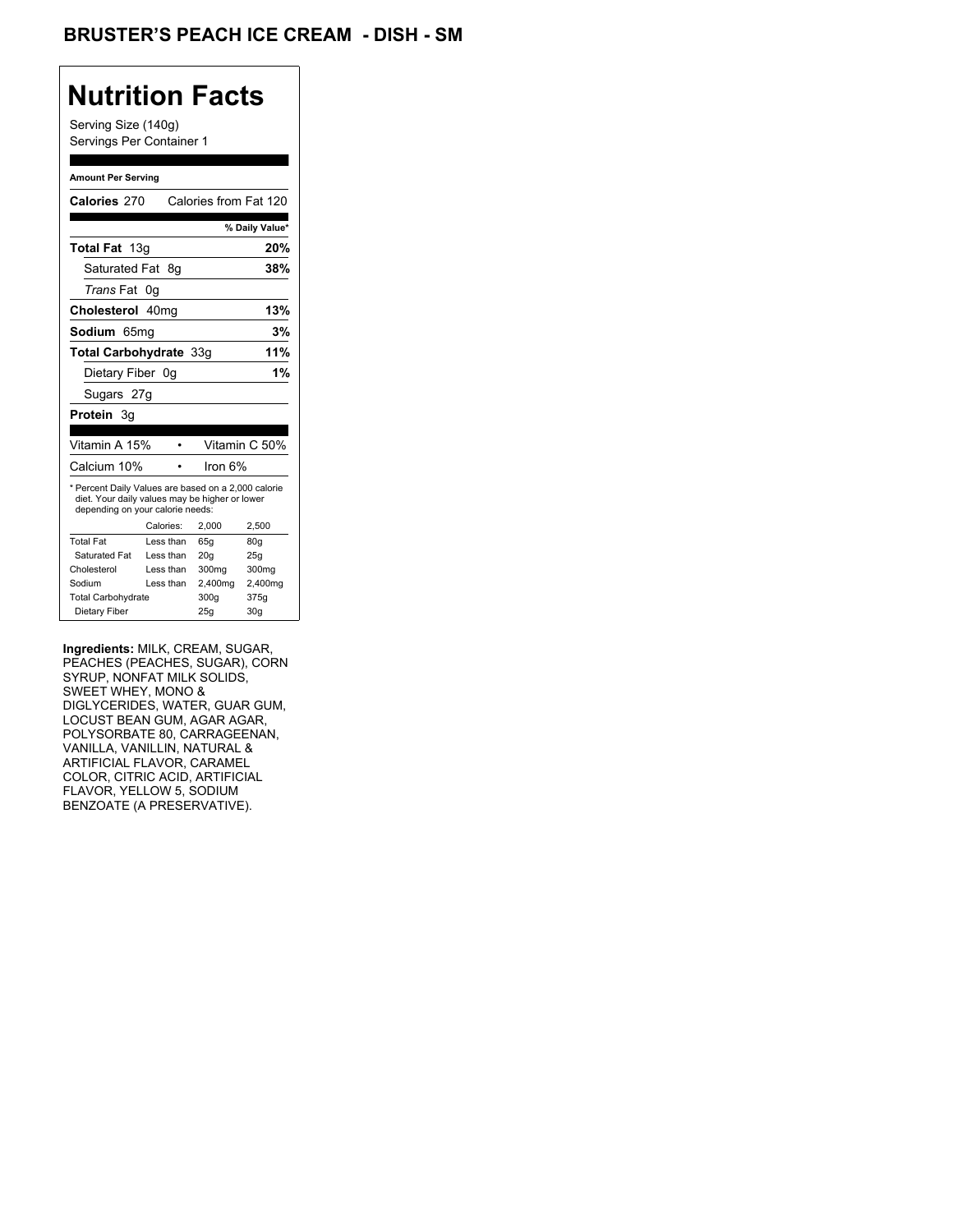## BRUSTER'S PEACH ICE CREAM - DISH - SM

# Nutrition Facts

Serving Size (140g)
Servings Per Container 1

**Amount Per Serving**

| | |
|---|---|
| **Calories** 270 | Calories from Fat 120 |
| | **% Daily Value*** |
| **Total Fat** 13g | **20%** |
| Saturated Fat 8g | **38%** |
| *Trans* Fat 0g | |
| **Cholesterol** 40mg | **13%** |
| **Sodium** 65mg | **3%** |
| **Total Carbohydrate** 33g | **11%** |
| Dietary Fiber 0g | **1%** |
| Sugars 27g | |
| **Protein** 3g | |

| | |
|---|---|
| Vitamin A 15% | Vitamin C 50% |
| Calcium 10% | Iron 6% |

* Percent Daily Values are based on a 2,000 calorie diet. Your daily values may be higher or lower depending on your calorie needs:

| | Calories: | 2,000 | 2,500 |
|---|---|---|---|
| Total Fat | Less than | 65g | 80g |
| Saturated Fat | Less than | 20g | 25g |
| Cholesterol | Less than | 300mg | 300mg |
| Sodium | Less than | 2,400mg | 2,400mg |
| Total Carbohydrate | | 300g | 375g |
| Dietary Fiber | | 25g | 30g |

**Ingredients:** MILK, CREAM, SUGAR, PEACHES (PEACHES, SUGAR), CORN SYRUP, NONFAT MILK SOLIDS, SWEET WHEY, MONO & DIGLYCERIDES, WATER, GUAR GUM, LOCUST BEAN GUM, AGAR AGAR, POLYSORBATE 80, CARRAGEENAN, VANILLA, VANILLIN, NATURAL & ARTIFICIAL FLAVOR, CARAMEL COLOR, CITRIC ACID, ARTIFICIAL FLAVOR, YELLOW 5, SODIUM BENZOATE (A PRESERVATIVE).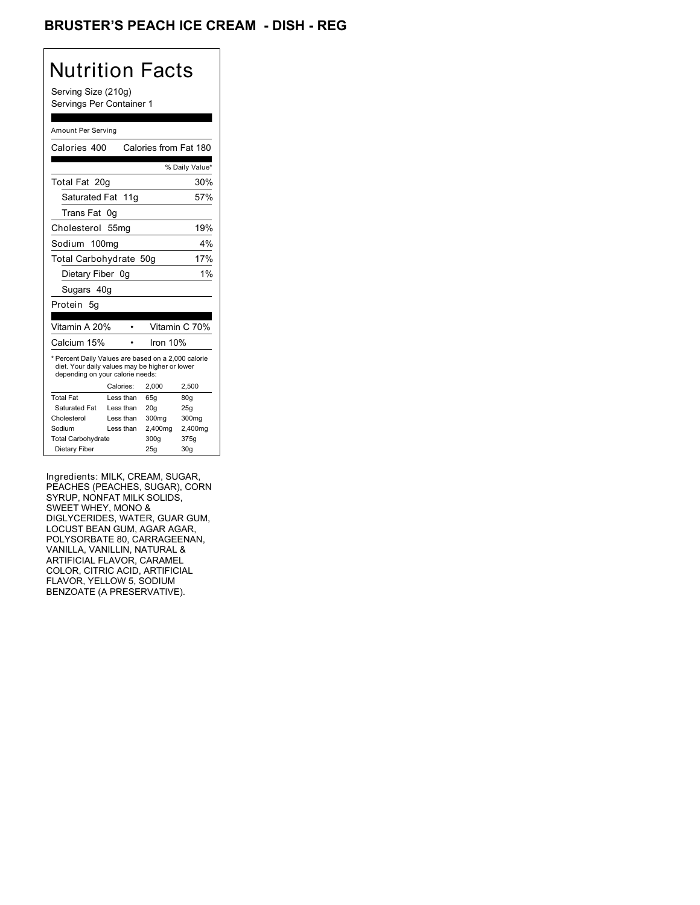# BRUSTER'S PEACH ICE CREAM - DISH - REG

## Nutrition Facts

Serving Size (210g)
Servings Per Container 1

Amount Per Serving

| | |
|---|---|
| Calories 400 | Calories from Fat 180 |
| | % Daily Value* |
| Total Fat 20g | 30% |
| Saturated Fat 11g | 57% |
| Trans Fat 0g | |
| Cholesterol 55mg | 19% |
| Sodium 100mg | 4% |
| Total Carbohydrate 50g | 17% |
| Dietary Fiber 0g | 1% |
| Sugars 40g | |
| Protein 5g | |

| | | |
|---|---|---|
| Vitamin A 20% | • | Vitamin C 70% |
| Calcium 15% | • | Iron 10% |

* Percent Daily Values are based on a 2,000 calorie diet. Your daily values may be higher or lower depending on your calorie needs:

| | Calories: | 2,000 | 2,500 |
|---|---|---|---|
| Total Fat | Less than | 65g | 80g |
| Saturated Fat | Less than | 20g | 25g |
| Cholesterol | Less than | 300mg | 300mg |
| Sodium | Less than | 2,400mg | 2,400mg |
| Total Carbohydrate | | 300g | 375g |
| Dietary Fiber | | 25g | 30g |

Ingredients: MILK, CREAM, SUGAR, PEACHES (PEACHES, SUGAR), CORN SYRUP, NONFAT MILK SOLIDS, SWEET WHEY, MONO & DIGLYCERIDES, WATER, GUAR GUM, LOCUST BEAN GUM, AGAR AGAR, POLYSORBATE 80, CARRAGEENAN, VANILLA, VANILLIN, NATURAL & ARTIFICIAL FLAVOR, CARAMEL COLOR, CITRIC ACID, ARTIFICIAL FLAVOR, YELLOW 5, SODIUM BENZOATE (A PRESERVATIVE).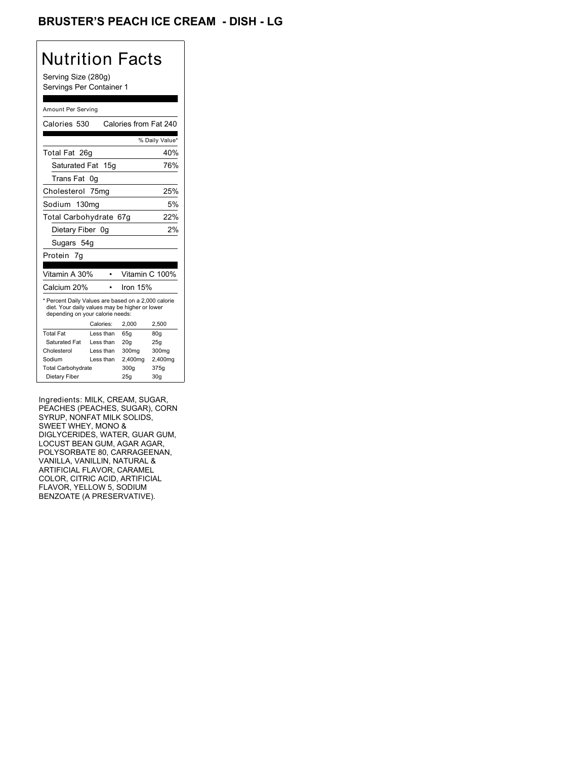# BRUSTER'S PEACH ICE CREAM - DISH - LG

## Nutrition Facts

Serving Size (280g)
Servings Per Container 1

Amount Per Serving

| Calories 530 | Calories from Fat 240 |
|---|---|
| | % Daily Value* |
| Total Fat 26g | 40% |
| Saturated Fat 15g | 76% |
| Trans Fat 0g | |
| Cholesterol 75mg | 25% |
| Sodium 130mg | 5% |
| Total Carbohydrate 67g | 22% |
| Dietary Fiber 0g | 2% |
| Sugars 54g | |
| Protein 7g | |

| Vitamin A 30% | Vitamin C 100% |
|---|---|
| Calcium 20% | Iron 15% |

* Percent Daily Values are based on a 2,000 calorie diet. Your daily values may be higher or lower depending on your calorie needs:

| | Calories: | 2,000 | 2,500 |
|---|---|---|---|
| Total Fat | Less than | 65g | 80g |
| Saturated Fat | Less than | 20g | 25g |
| Cholesterol | Less than | 300mg | 300mg |
| Sodium | Less than | 2,400mg | 2,400mg |
| Total Carbohydrate | | 300g | 375g |
| Dietary Fiber | | 25g | 30g |

Ingredients: MILK, CREAM, SUGAR, PEACHES (PEACHES, SUGAR), CORN SYRUP, NONFAT MILK SOLIDS, SWEET WHEY, MONO & DIGLYCERIDES, WATER, GUAR GUM, LOCUST BEAN GUM, AGAR AGAR, POLYSORBATE 80, CARRAGEENAN, VANILLA, VANILLIN, NATURAL & ARTIFICIAL FLAVOR, CARAMEL COLOR, CITRIC ACID, ARTIFICIAL FLAVOR, YELLOW 5, SODIUM BENZOATE (A PRESERVATIVE).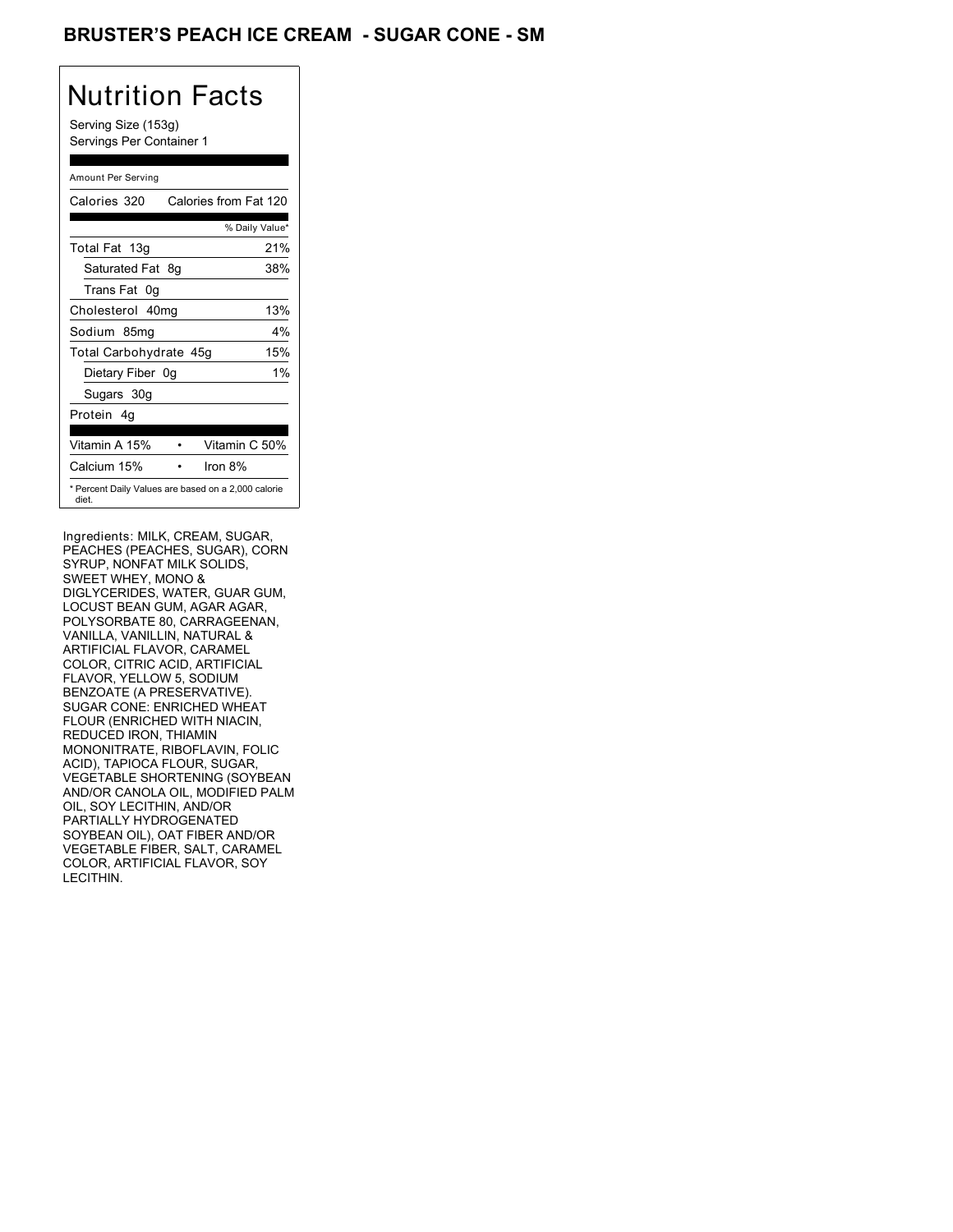# BRUSTER'S PEACH ICE CREAM - SUGAR CONE - SM

## Nutrition Facts

Serving Size (153g)
Servings Per Container 1

| Amount Per Serving | |
|---|---|
| Calories 320 | Calories from Fat 120 |
| | % Daily Value* |
| Total Fat 13g | 21% |
| Saturated Fat 8g | 38% |
| Trans Fat 0g | |
| Cholesterol 40mg | 13% |
| Sodium 85mg | 4% |
| Total Carbohydrate 45g | 15% |
| Dietary Fiber 0g | 1% |
| Sugars 30g | |
| Protein 4g | |
| Vitamin A 15% | Vitamin C 50% |
| Calcium 15% | Iron 8% |

* Percent Daily Values are based on a 2,000 calorie diet.

Ingredients: MILK, CREAM, SUGAR, PEACHES (PEACHES, SUGAR), CORN SYRUP, NONFAT MILK SOLIDS, SWEET WHEY, MONO & DIGLYCERIDES, WATER, GUAR GUM, LOCUST BEAN GUM, AGAR AGAR, POLYSORBATE 80, CARRAGEENAN, VANILLA, VANILLIN, NATURAL & ARTIFICIAL FLAVOR, CARAMEL COLOR, CITRIC ACID, ARTIFICIAL FLAVOR, YELLOW 5, SODIUM BENZOATE (A PRESERVATIVE). SUGAR CONE: ENRICHED WHEAT FLOUR (ENRICHED WITH NIACIN, REDUCED IRON, THIAMIN MONONITRATE, RIBOFLAVIN, FOLIC ACID), TAPIOCA FLOUR, SUGAR, VEGETABLE SHORTENING (SOYBEAN AND/OR CANOLA OIL, MODIFIED PALM OIL, SOY LECITHIN, AND/OR PARTIALLY HYDROGENATED SOYBEAN OIL), OAT FIBER AND/OR VEGETABLE FIBER, SALT, CARAMEL COLOR, ARTIFICIAL FLAVOR, SOY LECITHIN.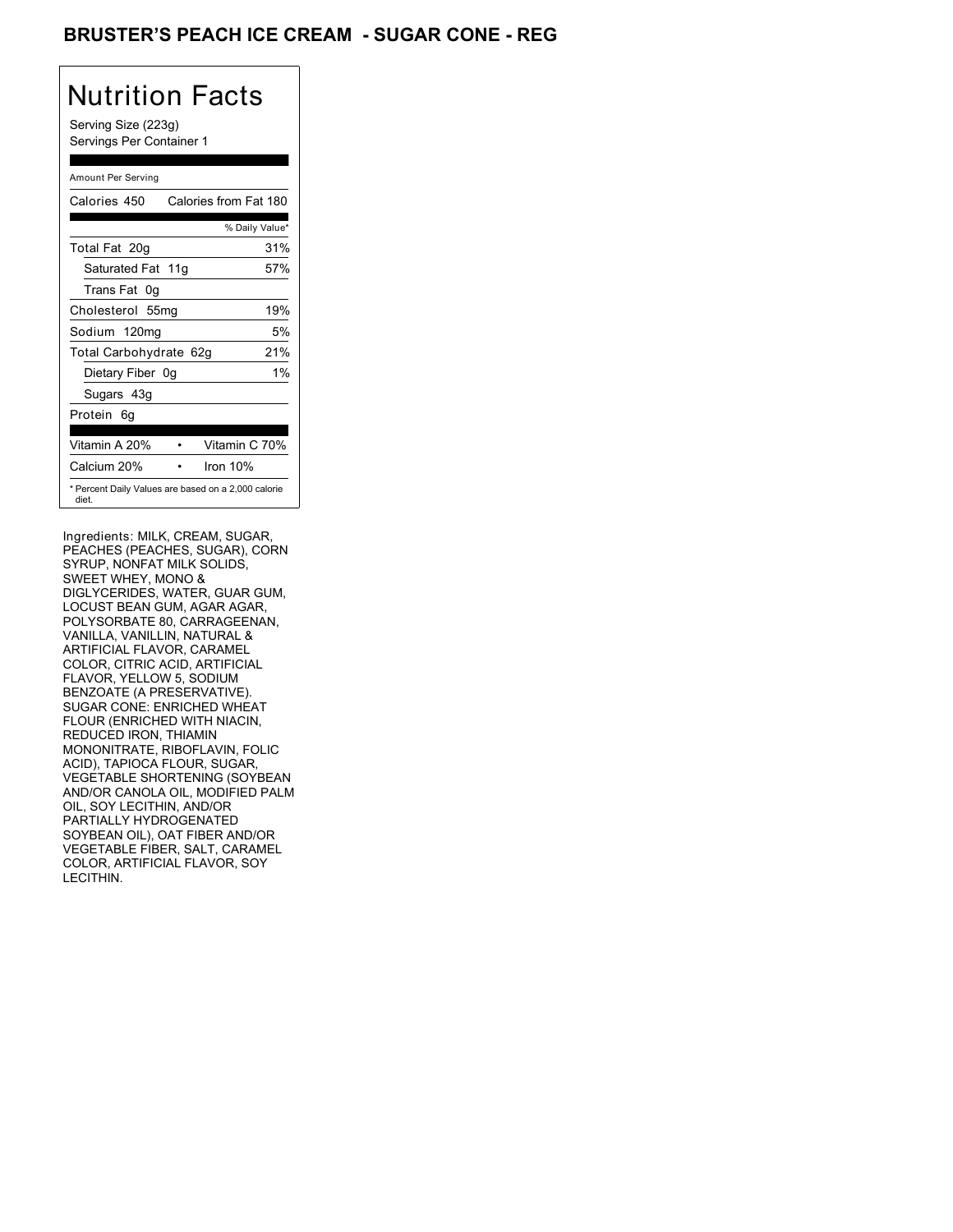# BRUSTER'S PEACH ICE CREAM - SUGAR CONE - REG

## Nutrition Facts

Serving Size (223g)
Servings Per Container 1

| Amount Per Serving | |
|---|---|
| Calories 450 | Calories from Fat 180 |
| | % Daily Value* |
| Total Fat 20g | 31% |
| Saturated Fat 11g | 57% |
| Trans Fat 0g | |
| Cholesterol 55mg | 19% |
| Sodium 120mg | 5% |
| Total Carbohydrate 62g | 21% |
| Dietary Fiber 0g | 1% |
| Sugars 43g | |
| Protein 6g | |
| Vitamin A 20% | Vitamin C 70% |
| Calcium 20% | Iron 10% |

* Percent Daily Values are based on a 2,000 calorie diet.

Ingredients: MILK, CREAM, SUGAR, PEACHES (PEACHES, SUGAR), CORN SYRUP, NONFAT MILK SOLIDS, SWEET WHEY, MONO & DIGLYCERIDES, WATER, GUAR GUM, LOCUST BEAN GUM, AGAR AGAR, POLYSORBATE 80, CARRAGEENAN, VANILLA, VANILLIN, NATURAL & ARTIFICIAL FLAVOR, CARAMEL COLOR, CITRIC ACID, ARTIFICIAL FLAVOR, YELLOW 5, SODIUM BENZOATE (A PRESERVATIVE). SUGAR CONE: ENRICHED WHEAT FLOUR (ENRICHED WITH NIACIN, REDUCED IRON, THIAMIN MONONITRATE, RIBOFLAVIN, FOLIC ACID), TAPIOCA FLOUR, SUGAR, VEGETABLE SHORTENING (SOYBEAN AND/OR CANOLA OIL, MODIFIED PALM OIL, SOY LECITHIN, AND/OR PARTIALLY HYDROGENATED SOYBEAN OIL), OAT FIBER AND/OR VEGETABLE FIBER, SALT, CARAMEL COLOR, ARTIFICIAL FLAVOR, SOY LECITHIN.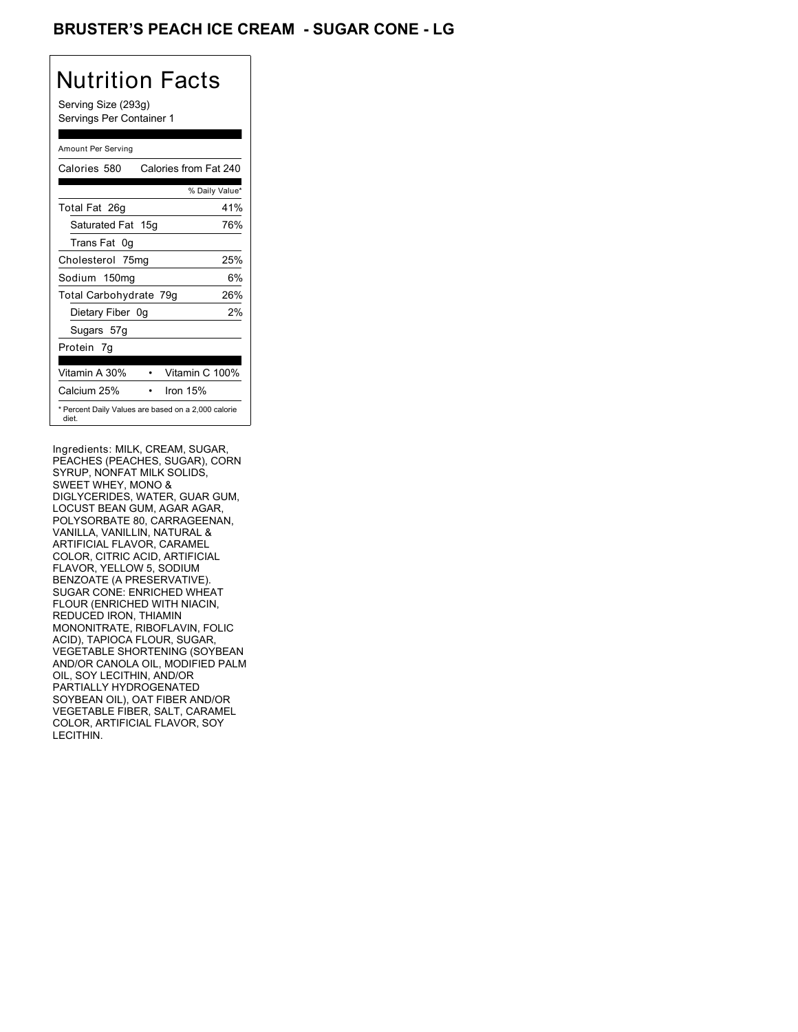## BRUSTER'S PEACH ICE CREAM - SUGAR CONE - LG

# Nutrition Facts

Serving Size (293g)
Servings Per Container 1

Amount Per Serving

| Calories 580 | Calories from Fat 240 |
|---|---|
| | % Daily Value* |
| Total Fat 26g | 41% |
| Saturated Fat 15g | 76% |
| Trans Fat 0g | |
| Cholesterol 75mg | 25% |
| Sodium 150mg | 6% |
| Total Carbohydrate 79g | 26% |
| Dietary Fiber 0g | 2% |
| Sugars 57g | |
| Protein 7g | |

| Vitamin A 30% | • | Vitamin C 100% |
|---|---|---|
| Calcium 25% | • | Iron 15% |

* Percent Daily Values are based on a 2,000 calorie diet.

Ingredients: MILK, CREAM, SUGAR, PEACHES (PEACHES, SUGAR), CORN SYRUP, NONFAT MILK SOLIDS, SWEET WHEY, MONO & DIGLYCERIDES, WATER, GUAR GUM, LOCUST BEAN GUM, AGAR AGAR, POLYSORBATE 80, CARRAGEENAN, VANILLA, VANILLIN, NATURAL & ARTIFICIAL FLAVOR, CARAMEL COLOR, CITRIC ACID, ARTIFICIAL FLAVOR, YELLOW 5, SODIUM BENZOATE (A PRESERVATIVE). SUGAR CONE: ENRICHED WHEAT FLOUR (ENRICHED WITH NIACIN, REDUCED IRON, THIAMIN MONONITRATE, RIBOFLAVIN, FOLIC ACID), TAPIOCA FLOUR, SUGAR, VEGETABLE SHORTENING (SOYBEAN AND/OR CANOLA OIL, MODIFIED PALM OIL, SOY LECITHIN, AND/OR PARTIALLY HYDROGENATED SOYBEAN OIL), OAT FIBER AND/OR VEGETABLE FIBER, SALT, CARAMEL COLOR, ARTIFICIAL FLAVOR, SOY LECITHIN.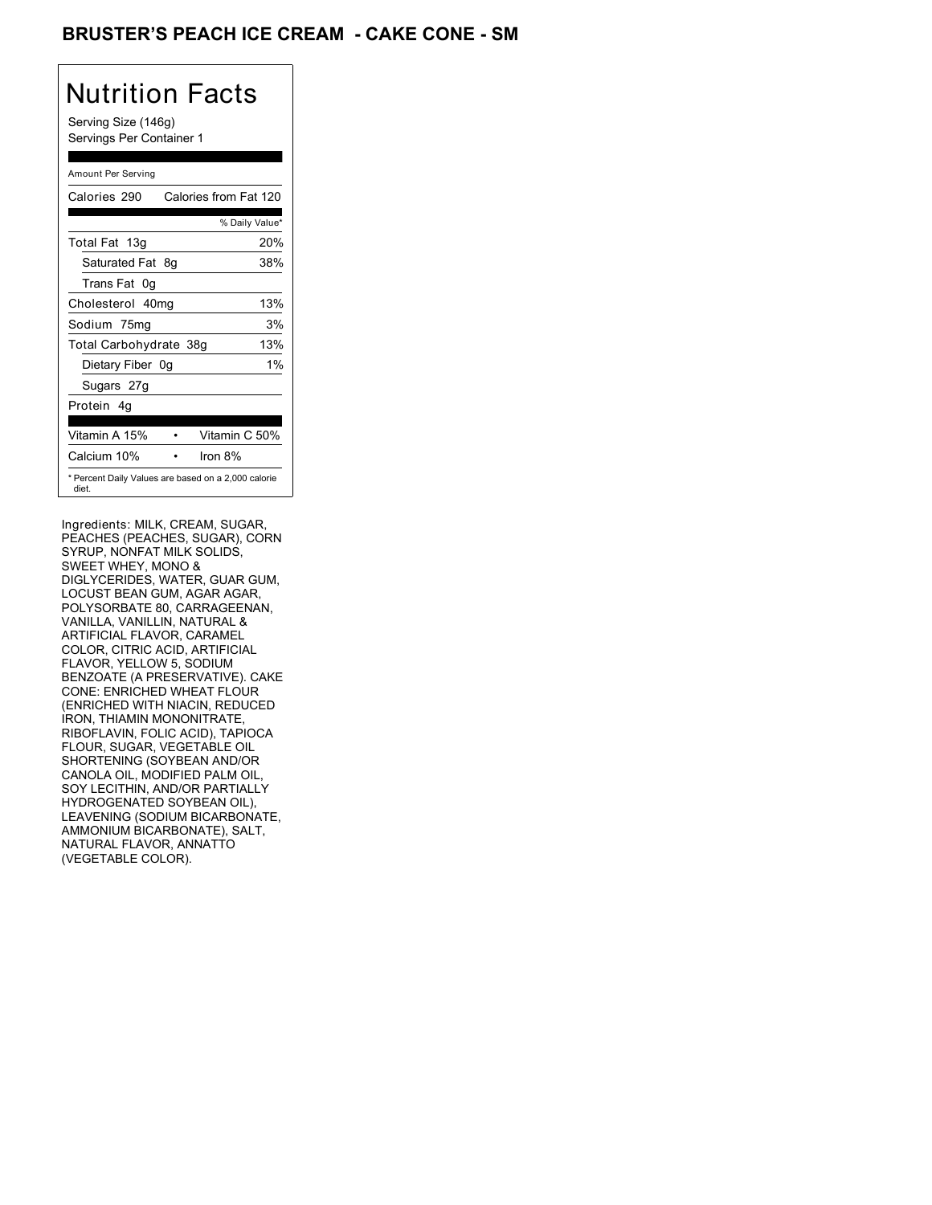# BRUSTER'S PEACH ICE CREAM - CAKE CONE - SM

## Nutrition Facts

Serving Size (146g)
Servings Per Container 1

| Amount Per Serving | |
|---|---|
| Calories 290 | Calories from Fat 120 |
| | % Daily Value* |
| Total Fat 13g | 20% |
| Saturated Fat 8g | 38% |
| Trans Fat 0g | |
| Cholesterol 40mg | 13% |
| Sodium 75mg | 3% |
| Total Carbohydrate 38g | 13% |
| Dietary Fiber 0g | 1% |
| Sugars 27g | |
| Protein 4g | |
| Vitamin A 15% • | Vitamin C 50% |
| Calcium 10% • | Iron 8% |

* Percent Daily Values are based on a 2,000 calorie diet.

Ingredients: MILK, CREAM, SUGAR, PEACHES (PEACHES, SUGAR), CORN SYRUP, NONFAT MILK SOLIDS, SWEET WHEY, MONO & DIGLYCERIDES, WATER, GUAR GUM, LOCUST BEAN GUM, AGAR AGAR, POLYSORBATE 80, CARRAGEENAN, VANILLA, VANILLIN, NATURAL & ARTIFICIAL FLAVOR, CARAMEL COLOR, CITRIC ACID, ARTIFICIAL FLAVOR, YELLOW 5, SODIUM BENZOATE (A PRESERVATIVE). CAKE CONE: ENRICHED WHEAT FLOUR (ENRICHED WITH NIACIN, REDUCED IRON, THIAMIN MONONITRATE, RIBOFLAVIN, FOLIC ACID), TAPIOCA FLOUR, SUGAR, VEGETABLE OIL SHORTENING (SOYBEAN AND/OR CANOLA OIL, MODIFIED PALM OIL, SOY LECITHIN, AND/OR PARTIALLY HYDROGENATED SOYBEAN OIL), LEAVENING (SODIUM BICARBONATE, AMMONIUM BICARBONATE), SALT, NATURAL FLAVOR, ANNATTO (VEGETABLE COLOR).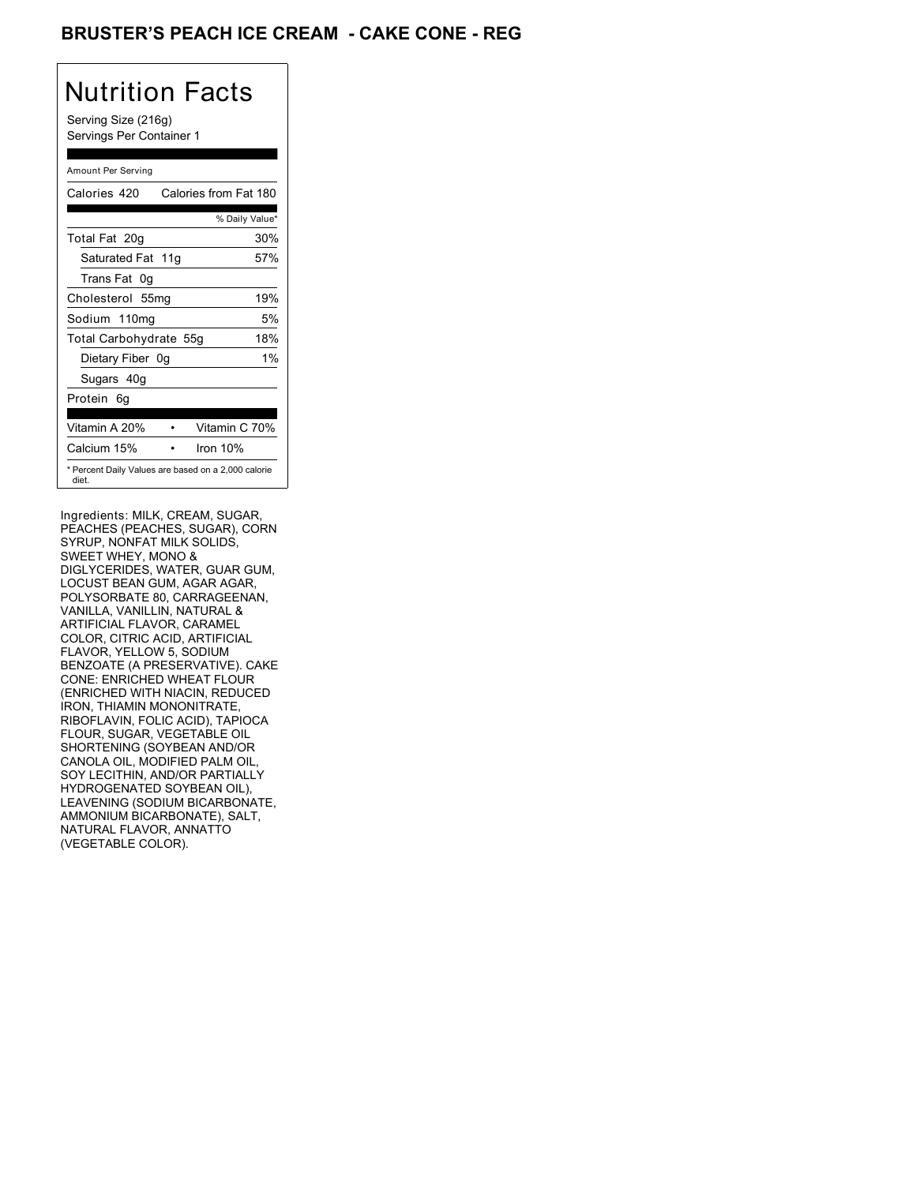# BRUSTER'S PEACH ICE CREAM - CAKE CONE - REG

## Nutrition Facts

Serving Size (216g)
Servings Per Container 1

Amount Per Serving

| Calories 420 | Calories from Fat 180 |
|---|---|
| | % Daily Value* |
| Total Fat 20g | 30% |
| Saturated Fat 11g | 57% |
| Trans Fat 0g | |
| Cholesterol 55mg | 19% |
| Sodium 110mg | 5% |
| Total Carbohydrate 55g | 18% |
| Dietary Fiber 0g | 1% |
| Sugars 40g | |
| Protein 6g | |
| Vitamin A 20% • | Vitamin C 70% |
| Calcium 15% • | Iron 10% |

* Percent Daily Values are based on a 2,000 calorie diet.

Ingredients: MILK, CREAM, SUGAR, PEACHES (PEACHES, SUGAR), CORN SYRUP, NONFAT MILK SOLIDS, SWEET WHEY, MONO & DIGLYCERIDES, WATER, GUAR GUM, LOCUST BEAN GUM, AGAR AGAR, POLYSORBATE 80, CARRAGEENAN, VANILLA, VANILLIN, NATURAL & ARTIFICIAL FLAVOR, CARAMEL COLOR, CITRIC ACID, ARTIFICIAL FLAVOR, YELLOW 5, SODIUM BENZOATE (A PRESERVATIVE). CAKE CONE: ENRICHED WHEAT FLOUR (ENRICHED WITH NIACIN, REDUCED IRON, THIAMIN MONONITRATE, RIBOFLAVIN, FOLIC ACID), TAPIOCA FLOUR, SUGAR, VEGETABLE OIL SHORTENING (SOYBEAN AND/OR CANOLA OIL, MODIFIED PALM OIL, SOY LECITHIN, AND/OR PARTIALLY HYDROGENATED SOYBEAN OIL), LEAVENING (SODIUM BICARBONATE, AMMONIUM BICARBONATE), SALT, NATURAL FLAVOR, ANNATTO (VEGETABLE COLOR).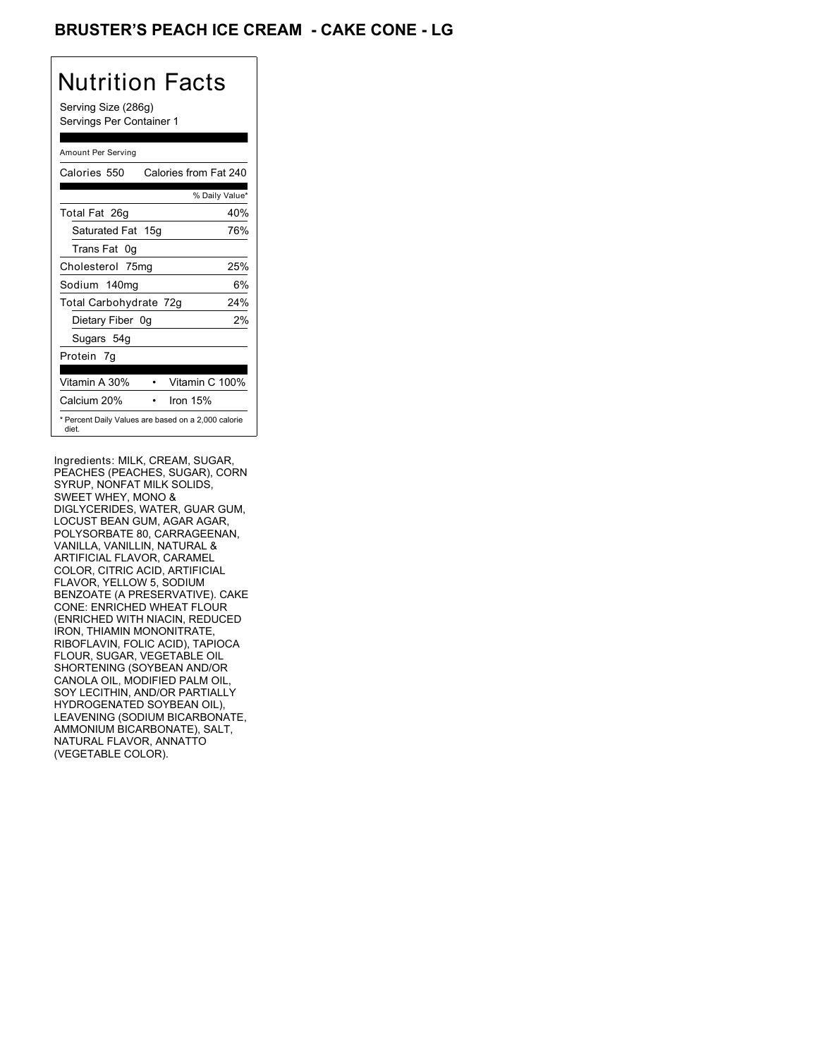# BRUSTER'S PEACH ICE CREAM - CAKE CONE - LG

## Nutrition Facts

Serving Size (286g)
Servings Per Container 1

| Amount Per Serving | |
|---|---|
| Calories 550 | Calories from Fat 240 |
| | % Daily Value* |
| Total Fat 26g | 40% |
| Saturated Fat 15g | 76% |
| Trans Fat 0g | |
| Cholesterol 75mg | 25% |
| Sodium 140mg | 6% |
| Total Carbohydrate 72g | 24% |
| Dietary Fiber 0g | 2% |
| Sugars 54g | |
| Protein 7g | |
| Vitamin A 30% | Vitamin C 100% |
| Calcium 20% | Iron 15% |

* Percent Daily Values are based on a 2,000 calorie diet.

Ingredients: MILK, CREAM, SUGAR, PEACHES (PEACHES, SUGAR), CORN SYRUP, NONFAT MILK SOLIDS, SWEET WHEY, MONO & DIGLYCERIDES, WATER, GUAR GUM, LOCUST BEAN GUM, AGAR AGAR, POLYSORBATE 80, CARRAGEENAN, VANILLA, VANILLIN, NATURAL & ARTIFICIAL FLAVOR, CARAMEL COLOR, CITRIC ACID, ARTIFICIAL FLAVOR, YELLOW 5, SODIUM BENZOATE (A PRESERVATIVE). CAKE CONE: ENRICHED WHEAT FLOUR (ENRICHED WITH NIACIN, REDUCED IRON, THIAMIN MONONITRATE, RIBOFLAVIN, FOLIC ACID), TAPIOCA FLOUR, SUGAR, VEGETABLE OIL SHORTENING (SOYBEAN AND/OR CANOLA OIL, MODIFIED PALM OIL, SOY LECITHIN, AND/OR PARTIALLY HYDROGENATED SOYBEAN OIL), LEAVENING (SODIUM BICARBONATE, AMMONIUM BICARBONATE), SALT, NATURAL FLAVOR, ANNATTO (VEGETABLE COLOR).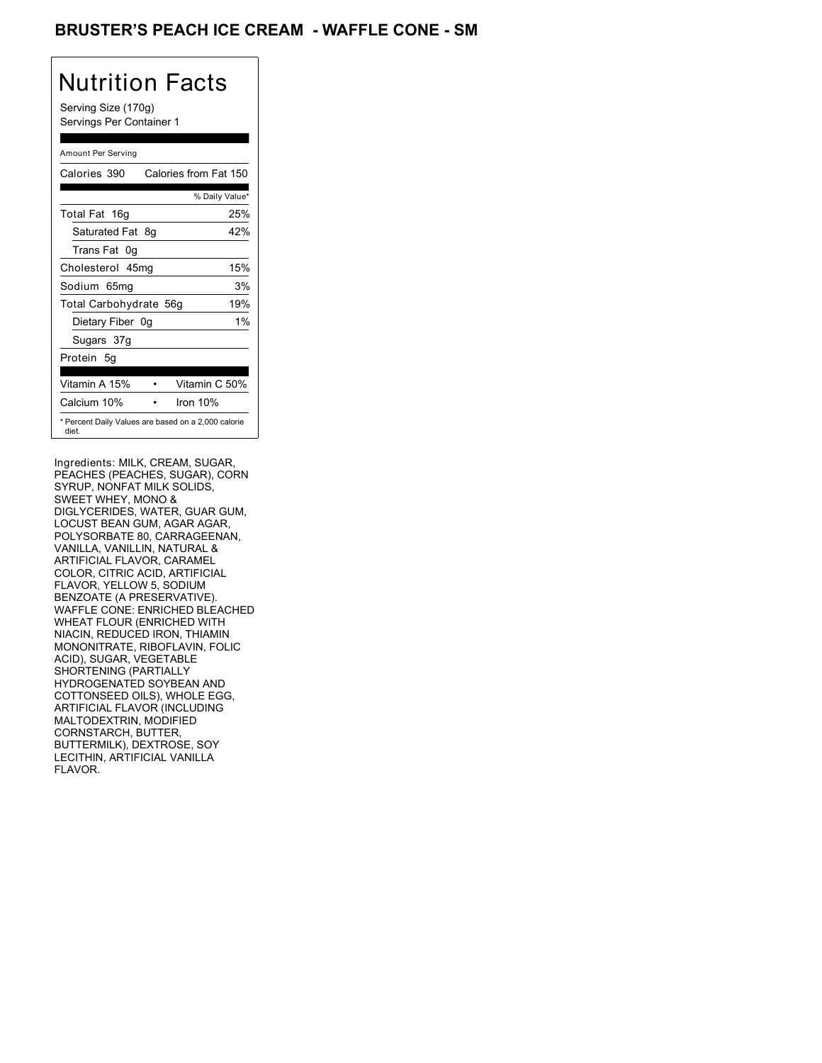# BRUSTER'S PEACH ICE CREAM - WAFFLE CONE - SM

## Nutrition Facts

Serving Size (170g)
Servings Per Container 1

Amount Per Serving

| Nutrient | Amount | % Daily Value* |
|---|---|---|
| Calories 390 | Calories from Fat 150 | |
| Total Fat | 16g | 25% |
| Saturated Fat | 8g | 42% |
| Trans Fat | 0g | |
| Cholesterol | 45mg | 15% |
| Sodium | 65mg | 3% |
| Total Carbohydrate | 56g | 19% |
| Dietary Fiber | 0g | 1% |
| Sugars | 37g | |
| Protein | 5g | |

| | |
|---|---|
| Vitamin A 15% | Vitamin C 50% |
| Calcium 10% | Iron 10% |

* Percent Daily Values are based on a 2,000 calorie diet.

Ingredients: MILK, CREAM, SUGAR, PEACHES (PEACHES, SUGAR), CORN SYRUP, NONFAT MILK SOLIDS, SWEET WHEY, MONO & DIGLYCERIDES, WATER, GUAR GUM, LOCUST BEAN GUM, AGAR AGAR, POLYSORBATE 80, CARRAGEENAN, VANILLA, VANILLIN, NATURAL & ARTIFICIAL FLAVOR, CARAMEL COLOR, CITRIC ACID, ARTIFICIAL FLAVOR, YELLOW 5, SODIUM BENZOATE (A PRESERVATIVE). WAFFLE CONE: ENRICHED BLEACHED WHEAT FLOUR (ENRICHED WITH NIACIN, REDUCED IRON, THIAMIN MONONITRATE, RIBOFLAVIN, FOLIC ACID), SUGAR, VEGETABLE SHORTENING (PARTIALLY HYDROGENATED SOYBEAN AND COTTONSEED OILS), WHOLE EGG, ARTIFICIAL FLAVOR (INCLUDING MALTODEXTRIN, MODIFIED CORNSTARCH, BUTTER, BUTTERMILK), DEXTROSE, SOY LECITHIN, ARTIFICIAL VANILLA FLAVOR.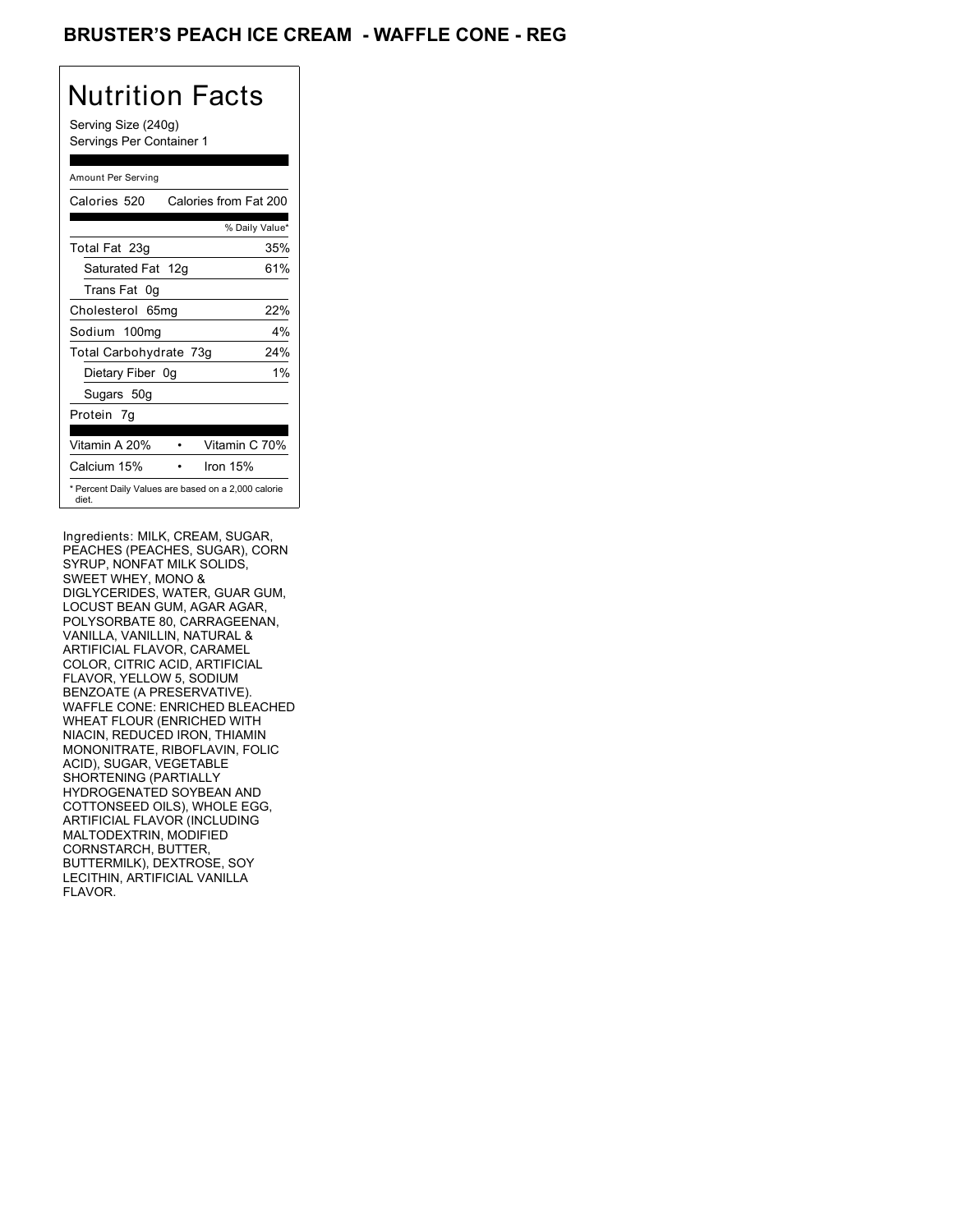# BRUSTER'S PEACH ICE CREAM - WAFFLE CONE - REG

## Nutrition Facts

Serving Size (240g)
Servings Per Container 1

| Amount Per Serving | |
|---|---|
| Calories 520 | Calories from Fat 200 |
| | % Daily Value* |
| Total Fat 23g | 35% |
| Saturated Fat 12g | 61% |
| Trans Fat 0g | |
| Cholesterol 65mg | 22% |
| Sodium 100mg | 4% |
| Total Carbohydrate 73g | 24% |
| Dietary Fiber 0g | 1% |
| Sugars 50g | |
| Protein 7g | |
| Vitamin A 20% | Vitamin C 70% |
| Calcium 15% | Iron 15% |

* Percent Daily Values are based on a 2,000 calorie diet.

Ingredients: MILK, CREAM, SUGAR, PEACHES (PEACHES, SUGAR), CORN SYRUP, NONFAT MILK SOLIDS, SWEET WHEY, MONO & DIGLYCERIDES, WATER, GUAR GUM, LOCUST BEAN GUM, AGAR AGAR, POLYSORBATE 80, CARRAGEENAN, VANILLA, VANILLIN, NATURAL & ARTIFICIAL FLAVOR, CARAMEL COLOR, CITRIC ACID, ARTIFICIAL FLAVOR, YELLOW 5, SODIUM BENZOATE (A PRESERVATIVE). WAFFLE CONE: ENRICHED BLEACHED WHEAT FLOUR (ENRICHED WITH NIACIN, REDUCED IRON, THIAMIN MONONITRATE, RIBOFLAVIN, FOLIC ACID), SUGAR, VEGETABLE SHORTENING (PARTIALLY HYDROGENATED SOYBEAN AND COTTONSEED OILS), WHOLE EGG, ARTIFICIAL FLAVOR (INCLUDING MALTODEXTRIN, MODIFIED CORNSTARCH, BUTTER, BUTTERMILK), DEXTROSE, SOY LECITHIN, ARTIFICIAL VANILLA FLAVOR.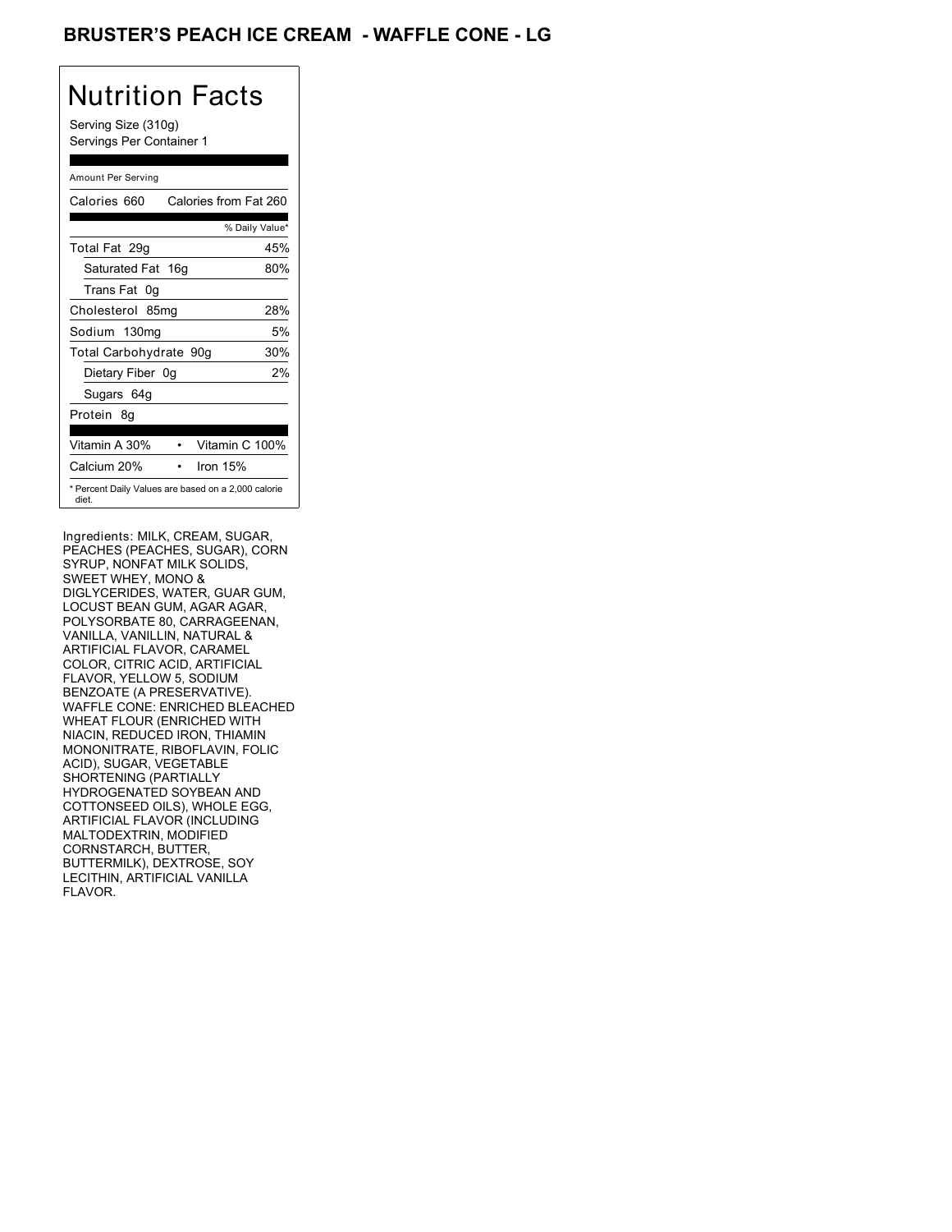# BRUSTER'S PEACH ICE CREAM - WAFFLE CONE - LG

## Nutrition Facts

Serving Size (310g)
Servings Per Container 1

Amount Per Serving

| | |
|---|---|
| Calories 660 | Calories from Fat 260 |
| | % Daily Value* |
| Total Fat 29g | 45% |
| Saturated Fat 16g | 80% |
| Trans Fat 0g | |
| Cholesterol 85mg | 28% |
| Sodium 130mg | 5% |
| Total Carbohydrate 90g | 30% |
| Dietary Fiber 0g | 2% |
| Sugars 64g | |
| Protein 8g | |
| Vitamin A 30% | Vitamin C 100% |
| Calcium 20% | Iron 15% |

* Percent Daily Values are based on a 2,000 calorie diet.

Ingredients: MILK, CREAM, SUGAR, PEACHES (PEACHES, SUGAR), CORN SYRUP, NONFAT MILK SOLIDS, SWEET WHEY, MONO & DIGLYCERIDES, WATER, GUAR GUM, LOCUST BEAN GUM, AGAR AGAR, POLYSORBATE 80, CARRAGEENAN, VANILLA, VANILLIN, NATURAL & ARTIFICIAL FLAVOR, CARAMEL COLOR, CITRIC ACID, ARTIFICIAL FLAVOR, YELLOW 5, SODIUM BENZOATE (A PRESERVATIVE). WAFFLE CONE: ENRICHED BLEACHED WHEAT FLOUR (ENRICHED WITH NIACIN, REDUCED IRON, THIAMIN MONONITRATE, RIBOFLAVIN, FOLIC ACID), SUGAR, VEGETABLE SHORTENING (PARTIALLY HYDROGENATED SOYBEAN AND COTTONSEED OILS), WHOLE EGG, ARTIFICIAL FLAVOR (INCLUDING MALTODEXTRIN, MODIFIED CORNSTARCH, BUTTER, BUTTERMILK), DEXTROSE, SOY LECITHIN, ARTIFICIAL VANILLA FLAVOR.